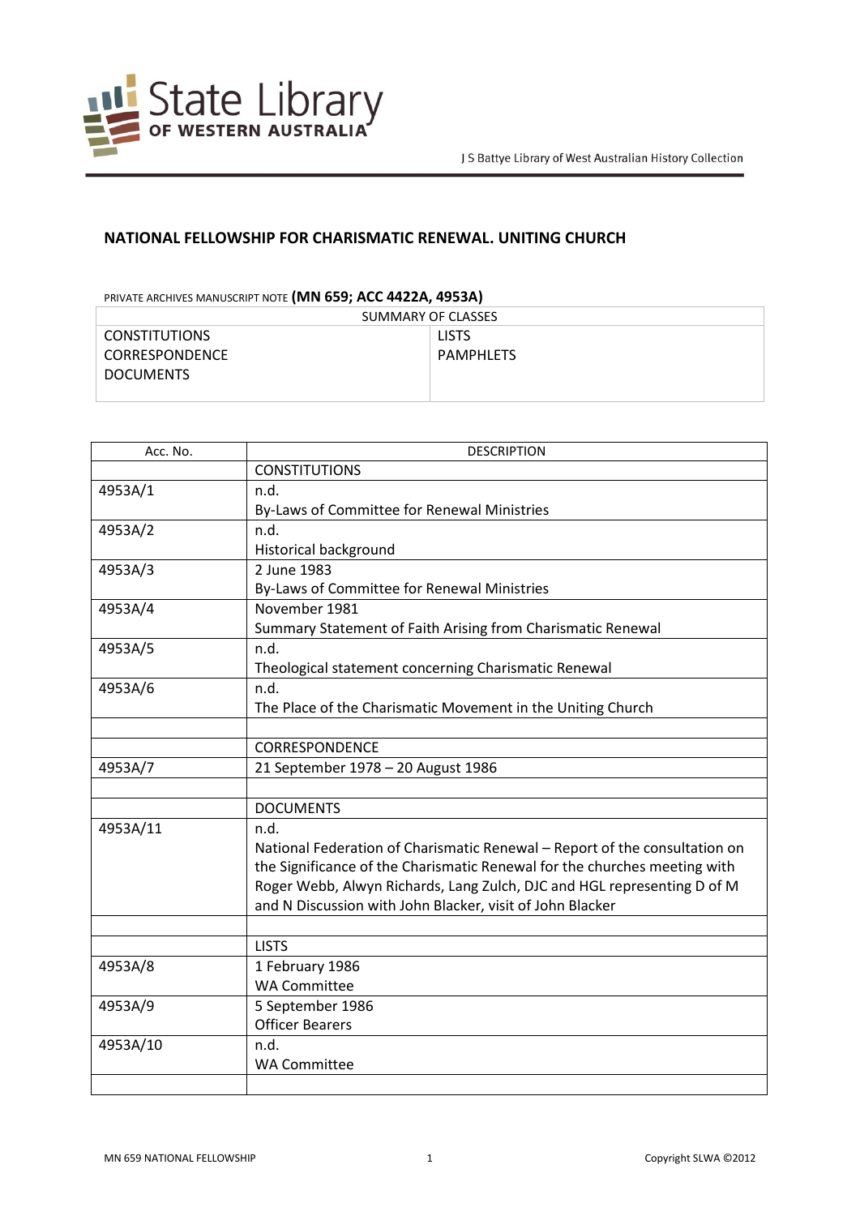State Library OF WESTERN AUSTRALIA

J S Battye Library of West Australian History Collection

## NATIONAL FELLOWSHIP FOR CHARISMATIC RENEWAL. UNITING CHURCH

PRIVATE ARCHIVES MANUSCRIPT NOTE **(MN 659; ACC 4422A, 4953A)**

| SUMMARY OF CLASSES | |
|---|---|
| CONSTITUTIONS | LISTS |
| CORRESPONDENCE | PAMPHLETS |
| DOCUMENTS | |

| Acc. No. | DESCRIPTION |
|---|---|
| | CONSTITUTIONS |
| 4953A/1 | n.d.<br>By-Laws of Committee for Renewal Ministries |
| 4953A/2 | n.d.<br>Historical background |
| 4953A/3 | 2 June 1983<br>By-Laws of Committee for Renewal Ministries |
| 4953A/4 | November 1981<br>Summary Statement of Faith Arising from Charismatic Renewal |
| 4953A/5 | n.d.<br>Theological statement concerning Charismatic Renewal |
| 4953A/6 | n.d.<br>The Place of the Charismatic Movement in the Uniting Church |
| | |
| | CORRESPONDENCE |
| 4953A/7 | 21 September 1978 – 20 August 1986 |
| | |
| | DOCUMENTS |
| 4953A/11 | n.d.<br>National Federation of Charismatic Renewal – Report of the consultation on the Significance of the Charismatic Renewal for the churches meeting with Roger Webb, Alwyn Richards, Lang Zulch, DJC and HGL representing D of M and N Discussion with John Blacker, visit of John Blacker |
| | |
| | LISTS |
| 4953A/8 | 1 February 1986<br>WA Committee |
| 4953A/9 | 5 September 1986<br>Officer Bearers |
| 4953A/10 | n.d.<br>WA Committee |
| | |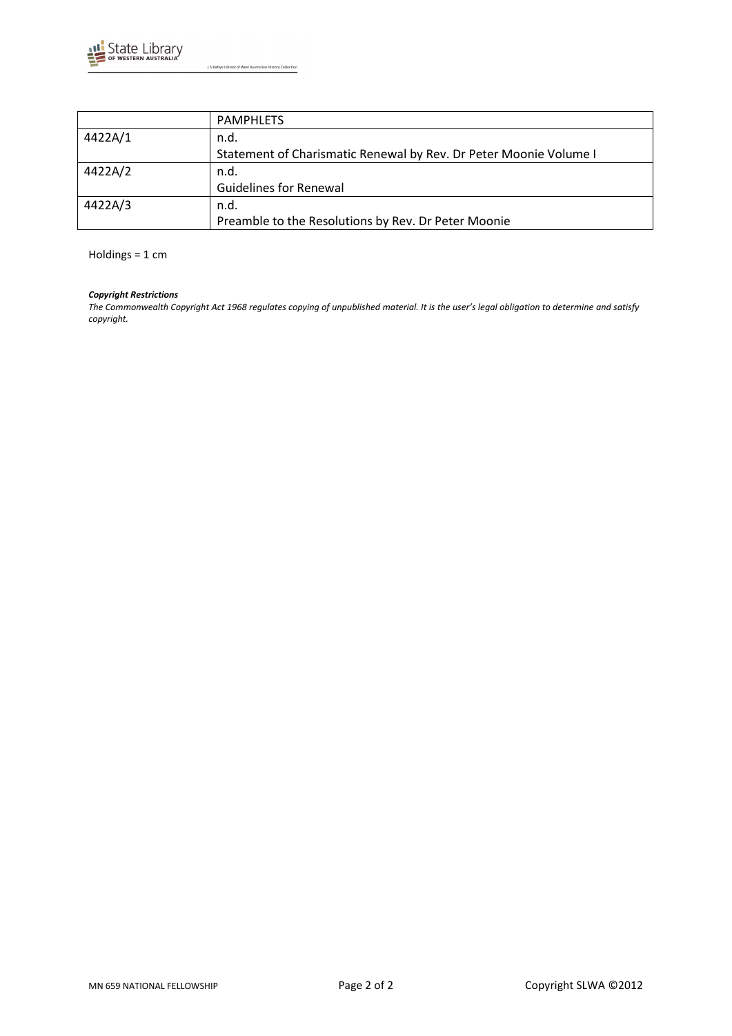| | PAMPHLETS |
|---|---|
| 4422A/1 | n.d.<br>Statement of Charismatic Renewal by Rev. Dr Peter Moonie Volume I |
| 4422A/2 | n.d.<br>Guidelines for Renewal |
| 4422A/3 | n.d.<br>Preamble to the Resolutions by Rev. Dr Peter Moonie |

Holdings = 1 cm

***Copyright Restrictions***

*The Commonwealth Copyright Act 1968 regulates copying of unpublished material. It is the user's legal obligation to determine and satisfy copyright.*